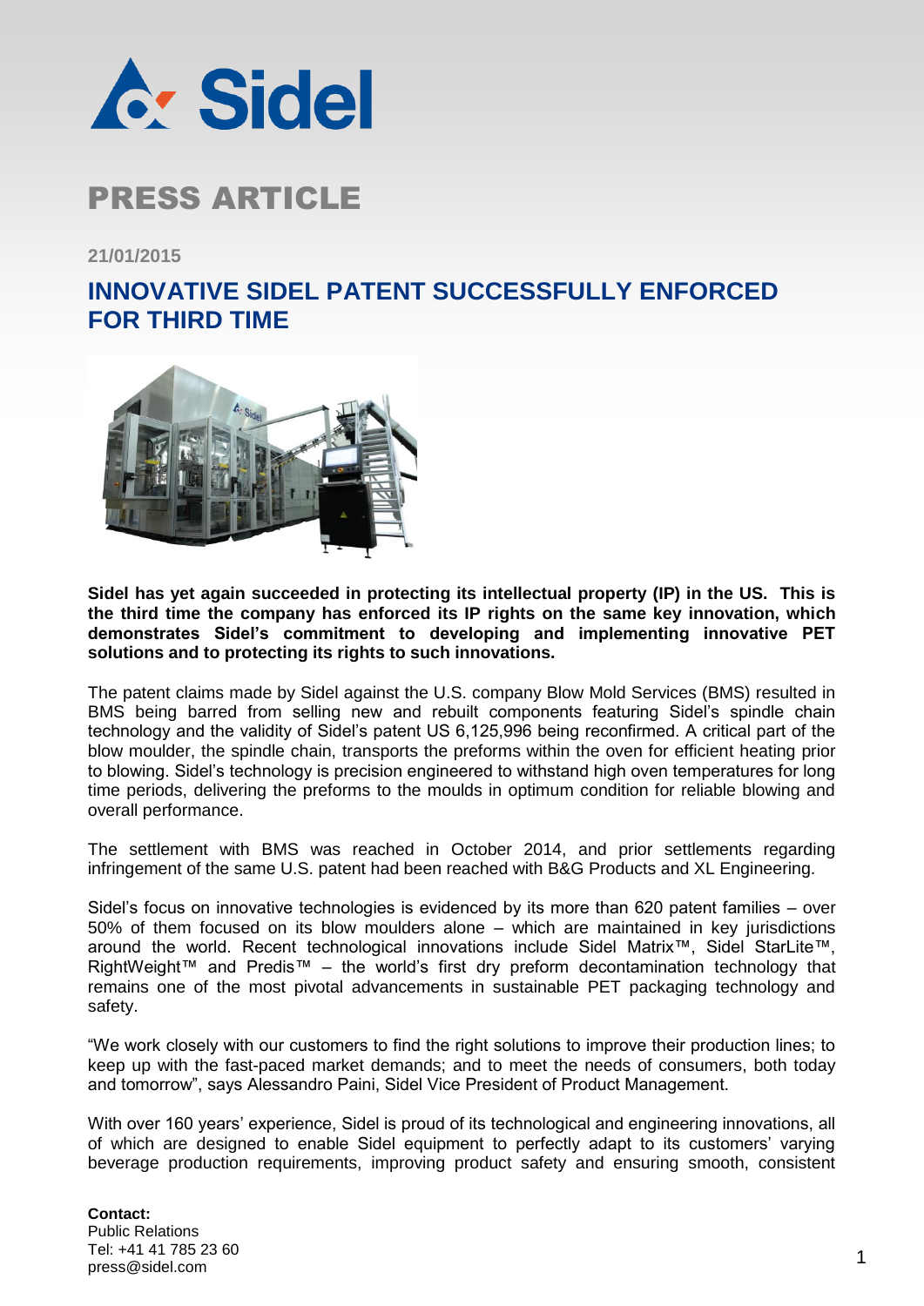# PRESS ARTICLE

**21/01/2015**

## INNOVATIVE SIDEL PATENT SUCCESSFULLY ENFORCED FOR THIRD TIME

**Sidel has yet again succeeded in protecting its intellectual property (IP) in the US. This is the third time the company has enforced its IP rights on the same key innovation, which demonstrates Sidel's commitment to developing and implementing innovative PET solutions and to protecting its rights to such innovations.**

The patent claims made by Sidel against the U.S. company Blow Mold Services (BMS) resulted in BMS being barred from selling new and rebuilt components featuring Sidel's spindle chain technology and the validity of Sidel's patent US 6,125,996 being reconfirmed. A critical part of the blow moulder, the spindle chain, transports the preforms within the oven for efficient heating prior to blowing. Sidel's technology is precision engineered to withstand high oven temperatures for long time periods, delivering the preforms to the moulds in optimum condition for reliable blowing and overall performance.

The settlement with BMS was reached in October 2014, and prior settlements regarding infringement of the same U.S. patent had been reached with B&G Products and XL Engineering.

Sidel's focus on innovative technologies is evidenced by its more than 620 patent families – over 50% of them focused on its blow moulders alone – which are maintained in key jurisdictions around the world. Recent technological innovations include Sidel Matrix™, Sidel StarLite™, RightWeight™ and Predis™ – the world's first dry preform decontamination technology that remains one of the most pivotal advancements in sustainable PET packaging technology and safety.

"We work closely with our customers to find the right solutions to improve their production lines; to keep up with the fast-paced market demands; and to meet the needs of consumers, both today and tomorrow", says Alessandro Paini, Sidel Vice President of Product Management.

With over 160 years' experience, Sidel is proud of its technological and engineering innovations, all of which are designed to enable Sidel equipment to perfectly adapt to its customers' varying beverage production requirements, improving product safety and ensuring smooth, consistent

**Contact:**
Public Relations
Tel: +41 41 785 23 60
press@sidel.com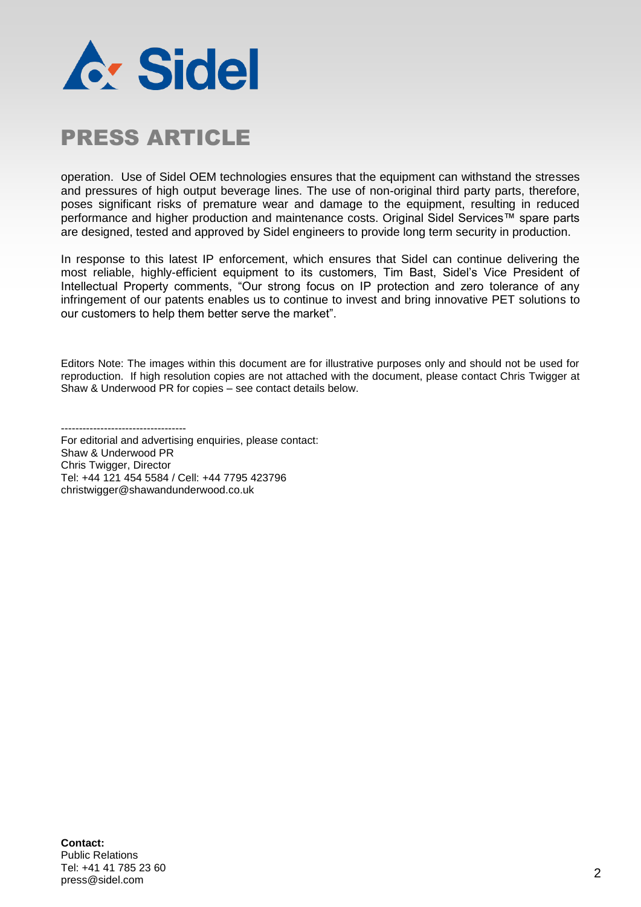operation. Use of Sidel OEM technologies ensures that the equipment can withstand the stresses and pressures of high output beverage lines. The use of non-original third party parts, therefore, poses significant risks of premature wear and damage to the equipment, resulting in reduced performance and higher production and maintenance costs. Original Sidel Services™ spare parts are designed, tested and approved by Sidel engineers to provide long term security in production.

In response to this latest IP enforcement, which ensures that Sidel can continue delivering the most reliable, highly-efficient equipment to its customers, Tim Bast, Sidel's Vice President of Intellectual Property comments, "Our strong focus on IP protection and zero tolerance of any infringement of our patents enables us to continue to invest and bring innovative PET solutions to our customers to help them better serve the market".

Editors Note: The images within this document are for illustrative purposes only and should not be used for reproduction. If high resolution copies are not attached with the document, please contact Chris Twigger at Shaw & Underwood PR for copies – see contact details below.

-----------------------------------

For editorial and advertising enquiries, please contact:
Shaw & Underwood PR
Chris Twigger, Director
Tel: +44 121 454 5584 / Cell: +44 7795 423796
christwigger@shawandunderwood.co.uk

**Contact:**
Public Relations
Tel: +41 41 785 23 60
press@sidel.com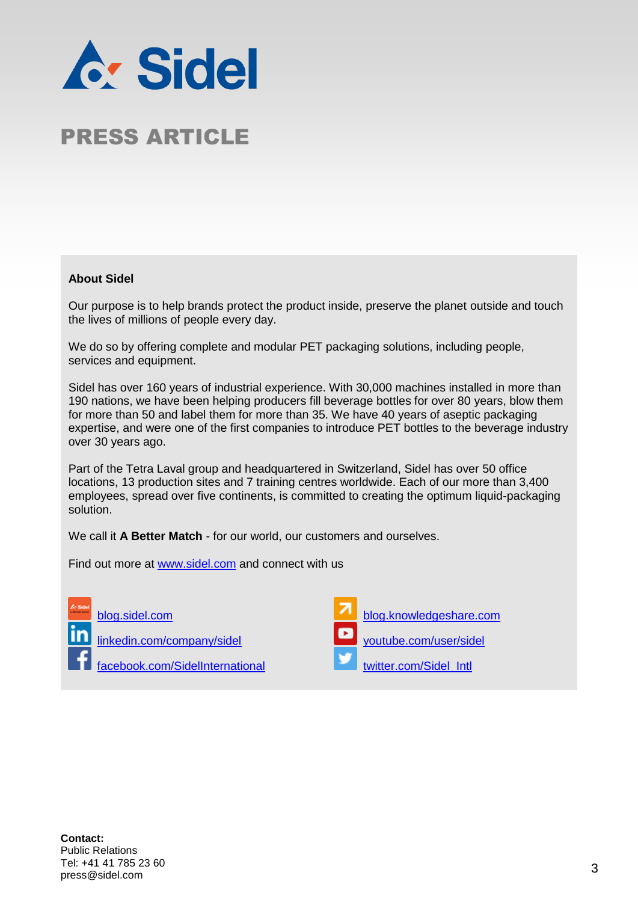# PRESS ARTICLE

**About Sidel**

Our purpose is to help brands protect the product inside, preserve the planet outside and touch the lives of millions of people every day.

We do so by offering complete and modular PET packaging solutions, including people, services and equipment.

Sidel has over 160 years of industrial experience. With 30,000 machines installed in more than 190 nations, we have been helping producers fill beverage bottles for over 80 years, blow them for more than 50 and label them for more than 35. We have 40 years of aseptic packaging expertise, and were one of the first companies to introduce PET bottles to the beverage industry over 30 years ago.

Part of the Tetra Laval group and headquartered in Switzerland, Sidel has over 50 office locations, 13 production sites and 7 training centres worldwide. Each of our more than 3,400 employees, spread over five continents, is committed to creating the optimum liquid-packaging solution.

We call it **A Better Match** - for our world, our customers and ourselves.

Find out more at www.sidel.com and connect with us

blog.sidel.com
linkedin.com/company/sidel
facebook.com/SidelInternational
blog.knowledgeshare.com
youtube.com/user/sidel
twitter.com/Sidel_Intl

**Contact:**
Public Relations
Tel: +41 41 785 23 60
press@sidel.com